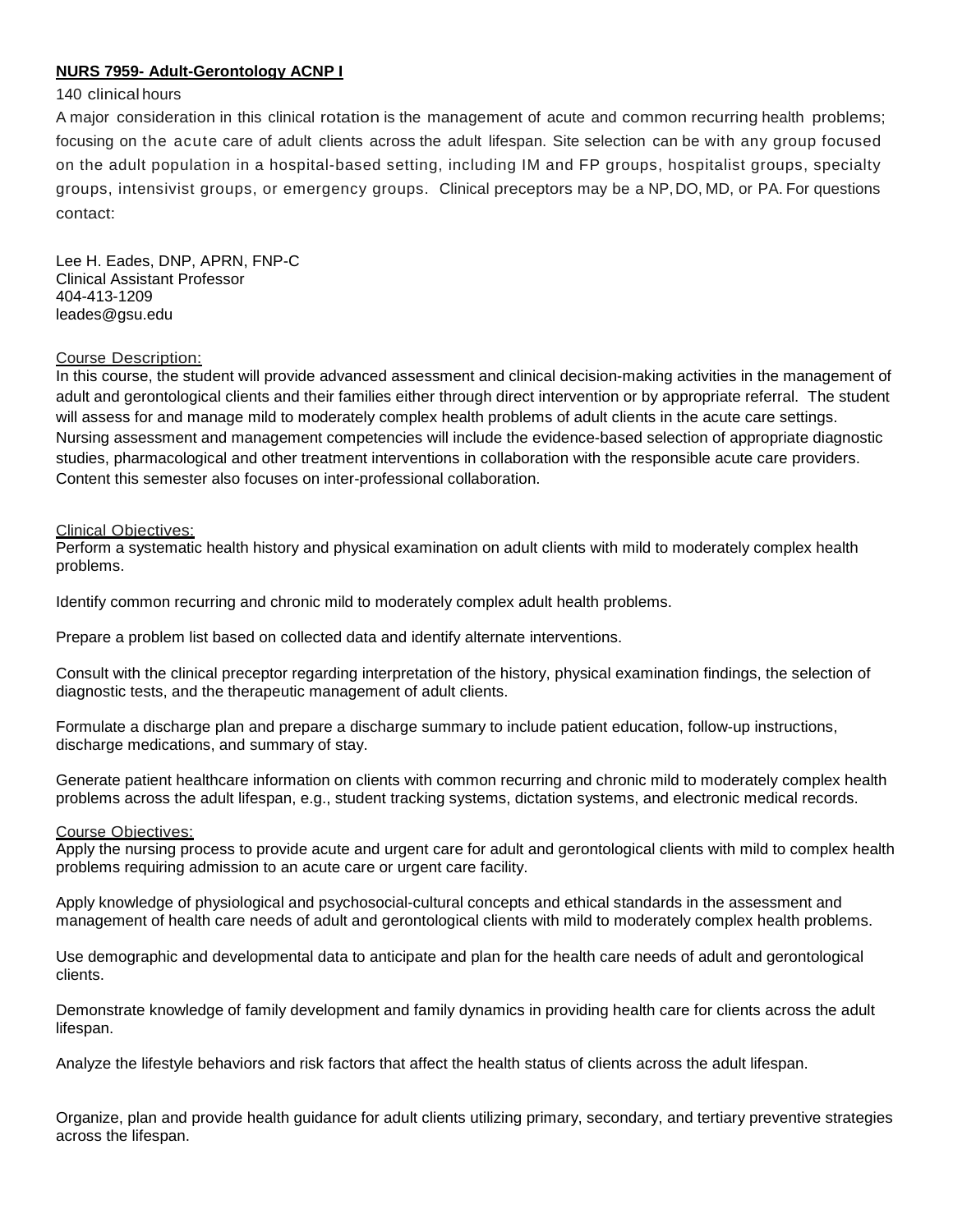**NURS 7959- Adult-Gerontology ACNP I**

140 clinical hours

A major consideration in this clinical rotation is the management of acute and common recurring health problems; focusing on the acute care of adult clients across the adult lifespan. Site selection can be with any group focused on the adult population in a hospital-based setting, including IM and FP groups, hospitalist groups, specialty groups, intensivist groups, or emergency groups. Clinical preceptors may be a NP, DO, MD, or PA. For questions contact:

Lee H. Eades, DNP, APRN, FNP-C
Clinical Assistant Professor
404-413-1209
leades@gsu.edu

Course Description:

In this course, the student will provide advanced assessment and clinical decision-making activities in the management of adult and gerontological clients and their families either through direct intervention or by appropriate referral. The student will assess for and manage mild to moderately complex health problems of adult clients in the acute care settings. Nursing assessment and management competencies will include the evidence-based selection of appropriate diagnostic studies, pharmacological and other treatment interventions in collaboration with the responsible acute care providers. Content this semester also focuses on inter-professional collaboration.

Clinical Objectives:

Perform a systematic health history and physical examination on adult clients with mild to moderately complex health problems.

Identify common recurring and chronic mild to moderately complex adult health problems.

Prepare a problem list based on collected data and identify alternate interventions.

Consult with the clinical preceptor regarding interpretation of the history, physical examination findings, the selection of diagnostic tests, and the therapeutic management of adult clients.

Formulate a discharge plan and prepare a discharge summary to include patient education, follow-up instructions, discharge medications, and summary of stay.

Generate patient healthcare information on clients with common recurring and chronic mild to moderately complex health problems across the adult lifespan, e.g., student tracking systems, dictation systems, and electronic medical records.

Course Objectives:

Apply the nursing process to provide acute and urgent care for adult and gerontological clients with mild to complex health problems requiring admission to an acute care or urgent care facility.

Apply knowledge of physiological and psychosocial-cultural concepts and ethical standards in the assessment and management of health care needs of adult and gerontological clients with mild to moderately complex health problems.

Use demographic and developmental data to anticipate and plan for the health care needs of adult and gerontological clients.

Demonstrate knowledge of family development and family dynamics in providing health care for clients across the adult lifespan.

Analyze the lifestyle behaviors and risk factors that affect the health status of clients across the adult lifespan.

Organize, plan and provide health guidance for adult clients utilizing primary, secondary, and tertiary preventive strategies across the lifespan.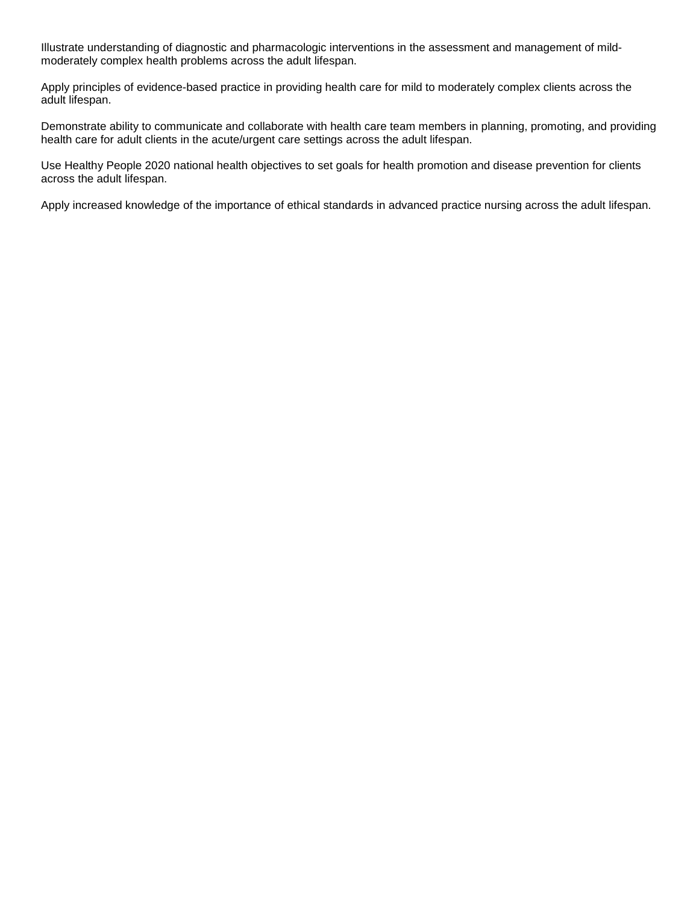Illustrate understanding of diagnostic and pharmacologic interventions in the assessment and management of mild-moderately complex health problems across the adult lifespan.

Apply principles of evidence-based practice in providing health care for mild to moderately complex clients across the adult lifespan.

Demonstrate ability to communicate and collaborate with health care team members in planning, promoting, and providing health care for adult clients in the acute/urgent care settings across the adult lifespan.

Use Healthy People 2020 national health objectives to set goals for health promotion and disease prevention for clients across the adult lifespan.

Apply increased knowledge of the importance of ethical standards in advanced practice nursing across the adult lifespan.